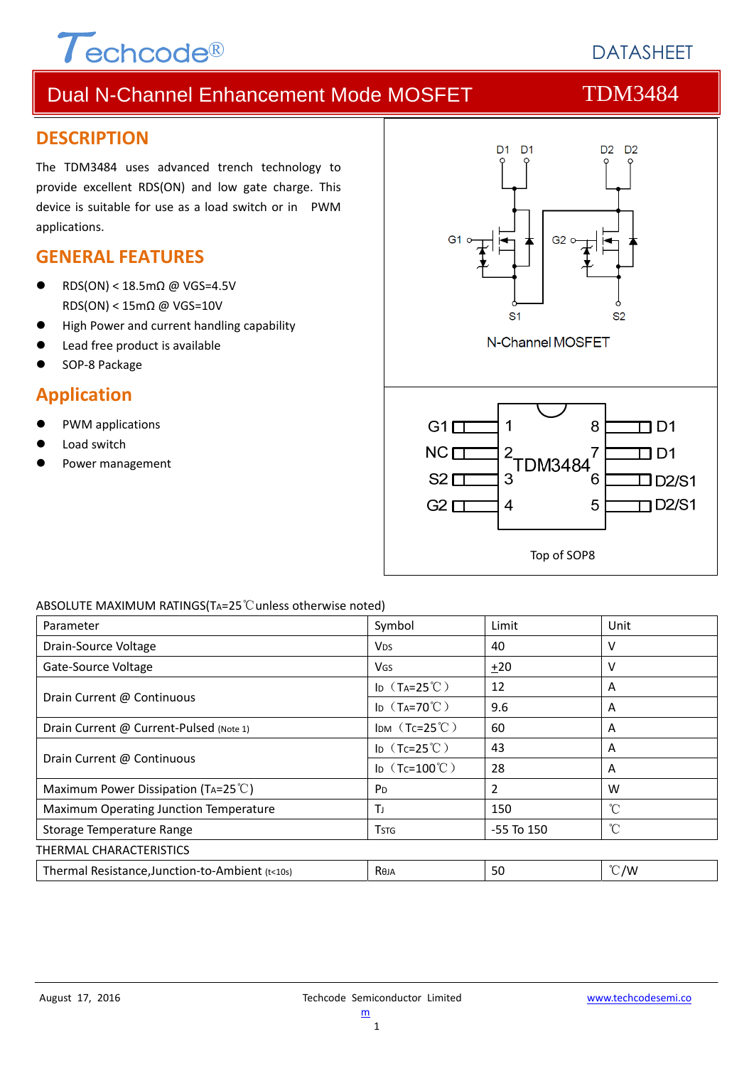Techcode®

DATASHEET

# Dual N-Channel Enhancement Mode MOSFET — TDM3484

## DESCRIPTION

The TDM3484 uses advanced trench technology to provide excellent RDS(ON) and low gate charge. This device is suitable for use as a load switch or in PWM applications.

## GENERAL FEATURES

- RDS(ON) < 18.5mΩ @ VGS=4.5V
  RDS(ON) < 15mΩ @ VGS=10V
- High Power and current handling capability
- Lead free product is available
- SOP-8 Package

## Application

- PWM applications
- Load switch
- Power management

N-Channel MOSFET

| Pin | Name | Pin | Name |
|---|---|---|---|
| 1 | G1 | 8 | D1 |
| 2 | NC | 7 | D1 |
| 3 | S2 | 6 | D2/S1 |
| 4 | G2 | 5 | D2/S1 |

Top of SOP8

ABSOLUTE MAXIMUM RATINGS($T_A$=25℃unless otherwise noted)

| Parameter | Symbol | Limit | Unit |
|---|---|---|---|
| Drain-Source Voltage | $V_{DS}$ | 40 | V |
| Gate-Source Voltage | $V_{GS}$ | $\pm$20 | V |
| Drain Current @ Continuous | $I_D$ ($T_A$=25℃) | 12 | A |
| | $I_D$ ($T_A$=70℃) | 9.6 | A |
| Drain Current @ Current-Pulsed (Note 1) | $I_{DM}$ ($T_C$=25℃) | 60 | A |
| Drain Current @ Continuous | $I_D$ ($T_C$=25℃) | 43 | A |
| | $I_D$ ($T_C$=100℃) | 28 | A |
| Maximum Power Dissipation ($T_A$=25℃) | $P_D$ | 2 | W |
| Maximum Operating Junction Temperature | $T_J$ | 150 | ℃ |
| Storage Temperature Range | $T_{STG}$ | -55 To 150 | ℃ |

THERMAL CHARACTERISTICS

| Parameter | Symbol | Limit | Unit |
|---|---|---|---|
| Thermal Resistance,Junction-to-Ambient (t<10s) | $R_{θJA}$ | 50 | ℃/W |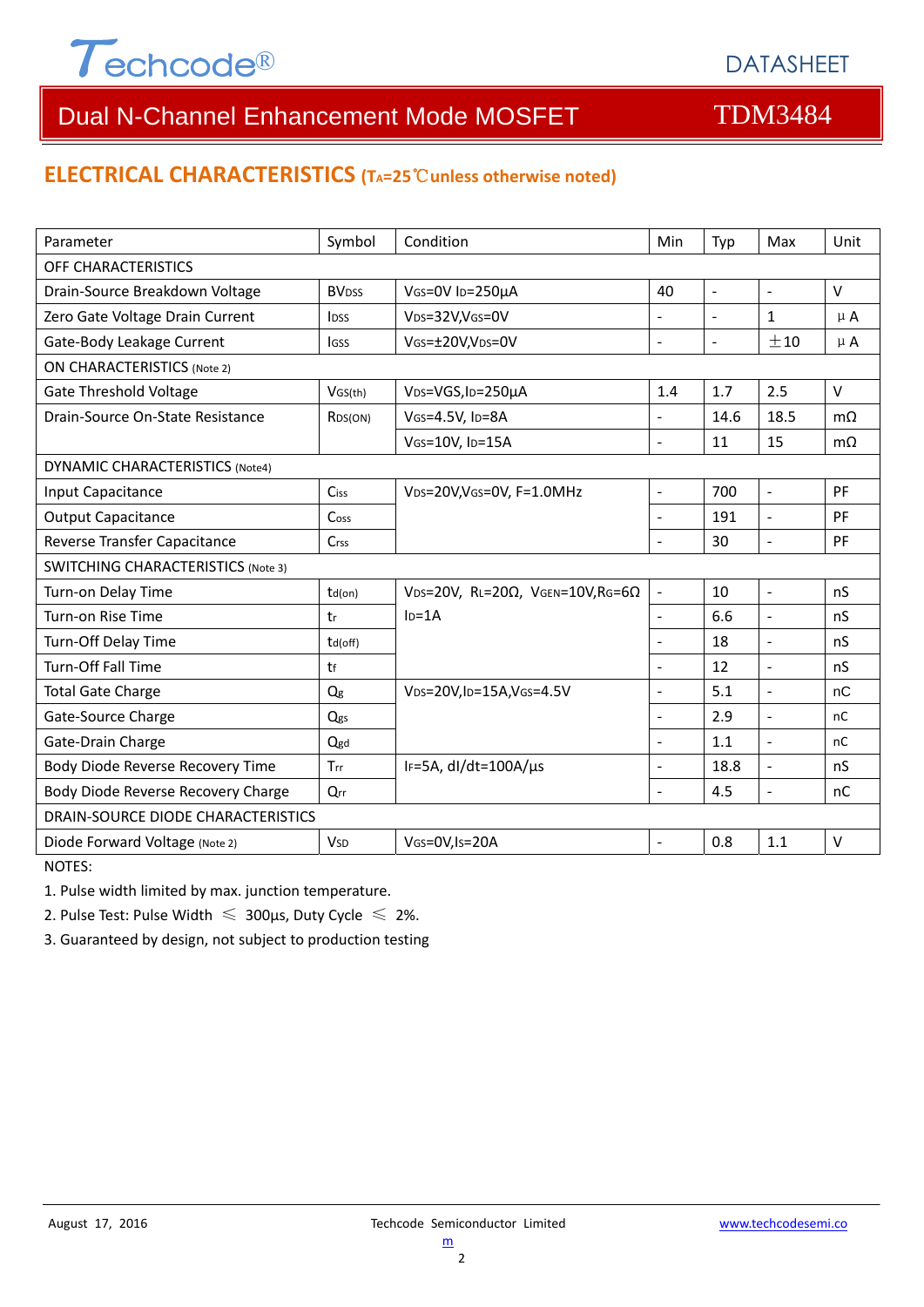## ELECTRICAL CHARACTERISTICS ($T_A$=25℃unless otherwise noted)

| Parameter | Symbol | Condition | Min | Typ | Max | Unit |
|---|---|---|---|---|---|---|
| OFF CHARACTERISTICS | | | | | | |
| Drain-Source Breakdown Voltage | $BV_{DSS}$ | $V_{GS}$=0V $I_D$=250μA | 40 | - | - | V |
| Zero Gate Voltage Drain Current | $I_{DSS}$ | $V_{DS}$=32V,$V_{GS}$=0V | - | - | 1 | μA |
| Gate-Body Leakage Current | $I_{GSS}$ | $V_{GS}$=±20V,$V_{DS}$=0V | - | - | ±10 | μA |
| ON CHARACTERISTICS (Note 2) | | | | | | |
| Gate Threshold Voltage | $V_{GS(th)}$ | $V_{DS}$=VGS,$I_D$=250μA | 1.4 | 1.7 | 2.5 | V |
| Drain-Source On-State Resistance | $R_{DS(ON)}$ | $V_{GS}$=4.5V, $I_D$=8A | - | 14.6 | 18.5 | mΩ |
| | | $V_{GS}$=10V, $I_D$=15A | - | 11 | 15 | mΩ |
| DYNAMIC CHARACTERISTICS (Note4) | | | | | | |
| Input Capacitance | $C_{iss}$ | $V_{DS}$=20V,$V_{GS}$=0V, F=1.0MHz | - | 700 | - | PF |
| Output Capacitance | $C_{oss}$ | | - | 191 | - | PF |
| Reverse Transfer Capacitance | $C_{rss}$ | | - | 30 | - | PF |
| SWITCHING CHARACTERISTICS (Note 3) | | | | | | |
| Turn-on Delay Time | $t_{d(on)}$ | $V_{DS}$=20V, $R_L$=20Ω, $V_{GEN}$=10V,$R_G$=6Ω $I_D$=1A | - | 10 | - | nS |
| Turn-on Rise Time | $t_r$ | | - | 6.6 | - | nS |
| Turn-Off Delay Time | $t_{d(off)}$ | | - | 18 | - | nS |
| Turn-Off Fall Time | $t_f$ | | - | 12 | - | nS |
| Total Gate Charge | $Q_g$ | $V_{DS}$=20V,$I_D$=15A,$V_{GS}$=4.5V | - | 5.1 | - | nC |
| Gate-Source Charge | $Q_{gs}$ | | - | 2.9 | - | nC |
| Gate-Drain Charge | $Q_{gd}$ | | - | 1.1 | - | nC |
| Body Diode Reverse Recovery Time | $T_{rr}$ | $I_F$=5A, dI/dt=100A/μs | - | 18.8 | - | nS |
| Body Diode Reverse Recovery Charge | $Q_{rr}$ | | - | 4.5 | - | nC |
| DRAIN-SOURCE DIODE CHARACTERISTICS | | | | | | |
| Diode Forward Voltage (Note 2) | $V_{SD}$ | $V_{GS}$=0V,$I_S$=20A | - | 0.8 | 1.1 | V |

NOTES:

1. Pulse width limited by max. junction temperature.
2. Pulse Test: Pulse Width ≤ 300μs, Duty Cycle ≤ 2%.
3. Guaranteed by design, not subject to production testing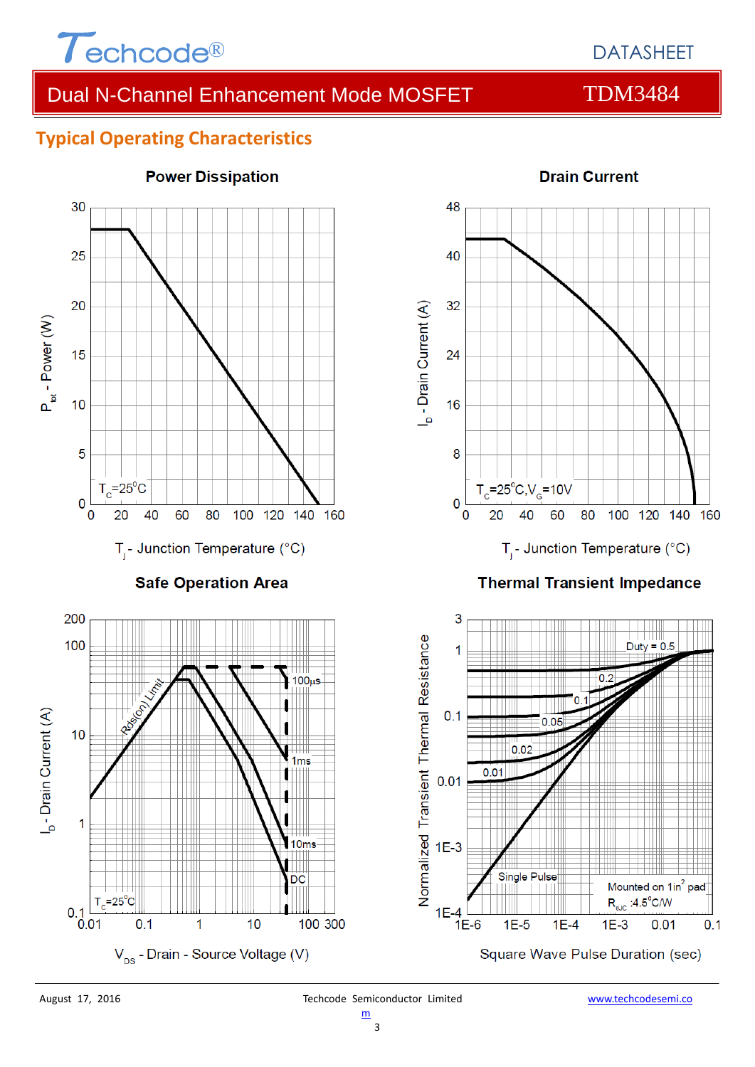## Typical Operating Characteristics

**Power Dissipation**

$P_{tot}$ - Power (W)

$T_C$=25°C

$T_j$ - Junction Temperature (°C)

**Drain Current**

$I_D$ - Drain Current (A)

$T_C$=25°C,$V_G$=10V

$T_j$ - Junction Temperature (°C)

**Safe Operation Area**

$I_D$ - Drain Current (A)

Rds(on) Limit

100μs

1ms

10ms

DC

$T_C$=25°C

$V_{DS}$ - Drain - Source Voltage (V)

**Thermal Transient Impedance**

Normalized Transient Thermal Resistance

Duty = 0.5

0.2

0.1

0.05

0.02

0.01

Single Pulse

Mounted on 1in$^2$ pad

$R_{\theta JC}$ :4.5°C/W

Square Wave Pulse Duration (sec)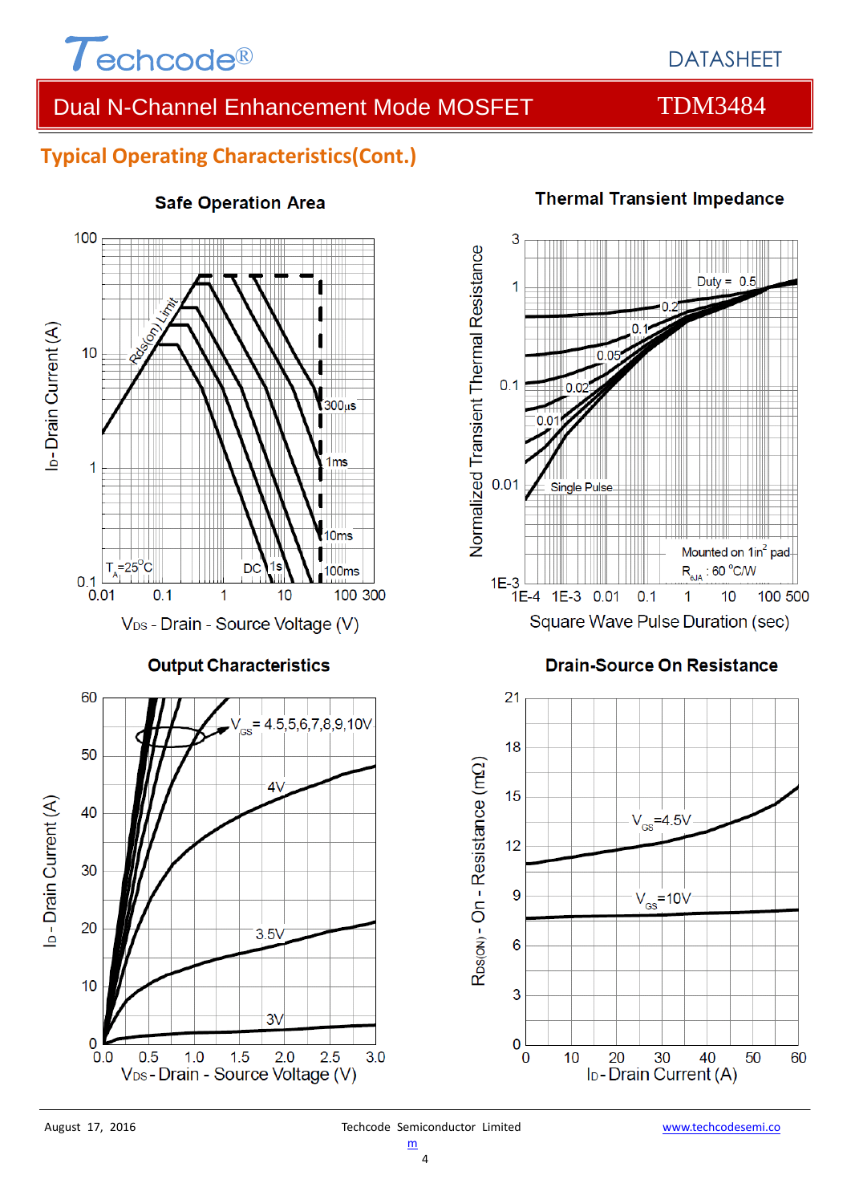## Typical Operating Characteristics(Cont.)

### Safe Operation Area

$T_A=25^{\circ}C$

Rds(on) Limit; 300μs; 1ms; 10ms; 100ms; 1s; DC

Y-axis: $I_D$ - Drain Current (A) — 0.1, 1, 10, 100

X-axis: $V_{DS}$ - Drain - Source Voltage (V) — 0.01, 0.1, 1, 10, 100, 300

### Thermal Transient Impedance

Duty = 0.5, 0.2, 0.1, 0.05, 0.02, 0.01, Single Pulse

Mounted on 1in[2] pad

$R_{\theta JA}$ : 60 °C/W

Y-axis: Normalized Transient Thermal Resistance — 1E-3, 0.01, 0.1, 1, 3

X-axis: Square Wave Pulse Duration (sec) — 1E-4, 1E-3, 0.01, 0.1, 1, 10, 100, 500

### Output Characteristics

$V_{GS}$ = 4.5,5,6,7,8,9,10V; 4V; 3.5V; 3V

Y-axis: $I_D$ - Drain Current (A) — 0, 10, 20, 30, 40, 50, 60

X-axis: $V_{DS}$ - Drain - Source Voltage (V) — 0.0, 0.5, 1.0, 1.5, 2.0, 2.5, 3.0

### Drain-Source On Resistance

$V_{GS}$=4.5V; $V_{GS}$=10V

Y-axis: $R_{DS(ON)}$ - On - Resistance (mΩ) — 0, 3, 6, 9, 12, 15, 18, 21

X-axis: $I_D$ - Drain Current (A) — 0, 10, 20, 30, 40, 50, 60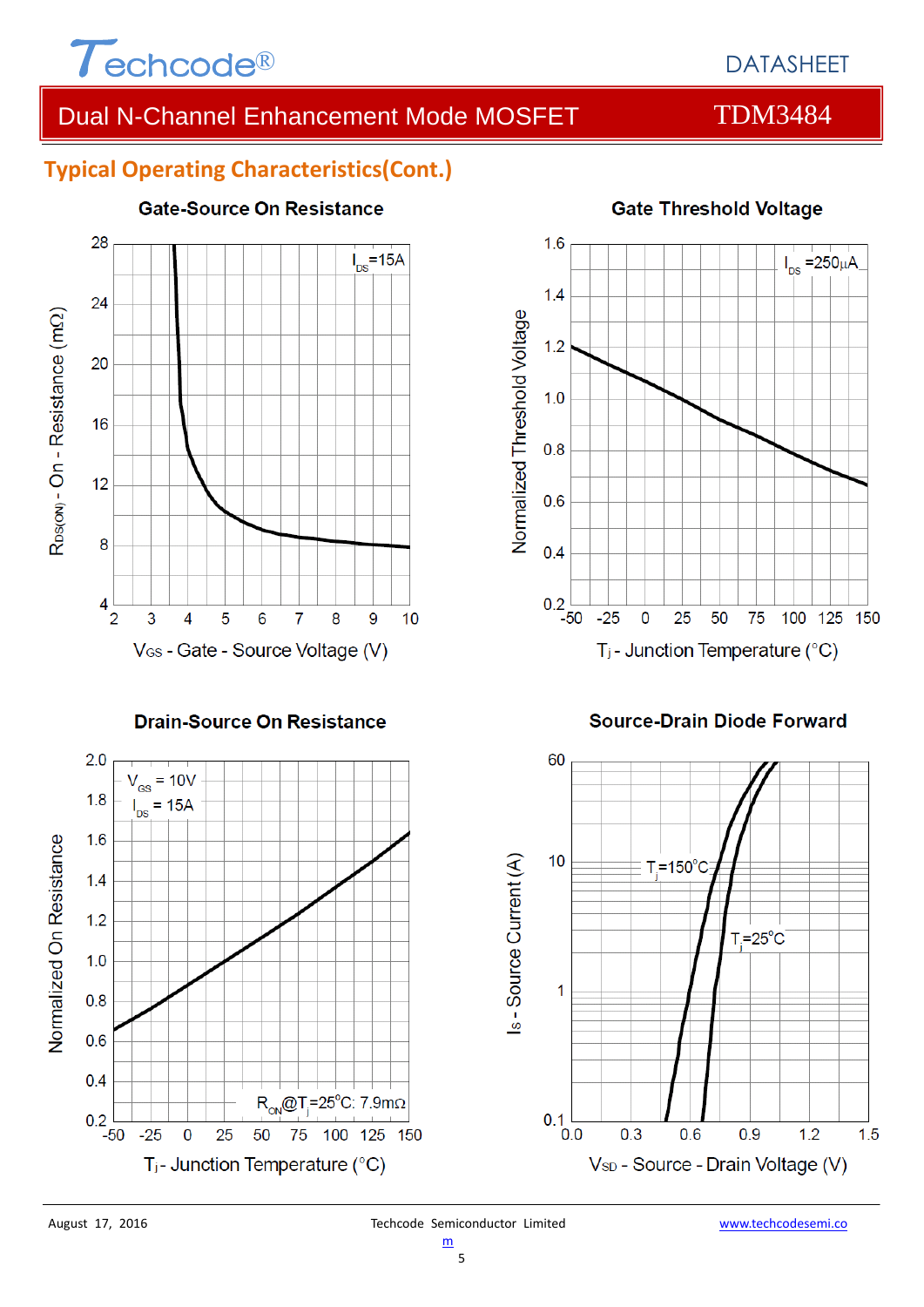## Typical Operating Characteristics(Cont.)

### Gate-Source On Resistance

$I_{DS}$=15A

$R_{DS(ON)}$ - On - Resistance (mΩ)

$V_{GS}$ - Gate - Source Voltage (V)

### Gate Threshold Voltage

$I_{DS}$ =250µA

Normalized Threshold Voltage

$T_j$ - Junction Temperature (°C)

### Drain-Source On Resistance

$V_{GS}$ = 10V
$I_{DS}$ = 15A

$R_{ON}$@$T_j$=25°C: 7.9mΩ

Normalized On Resistance

$T_j$ - Junction Temperature (°C)

### Source-Drain Diode Forward

$T_j$=150°C

$T_j$=25°C

$I_S$ - Source Current (A)

$V_{SD}$ - Source - Drain Voltage (V)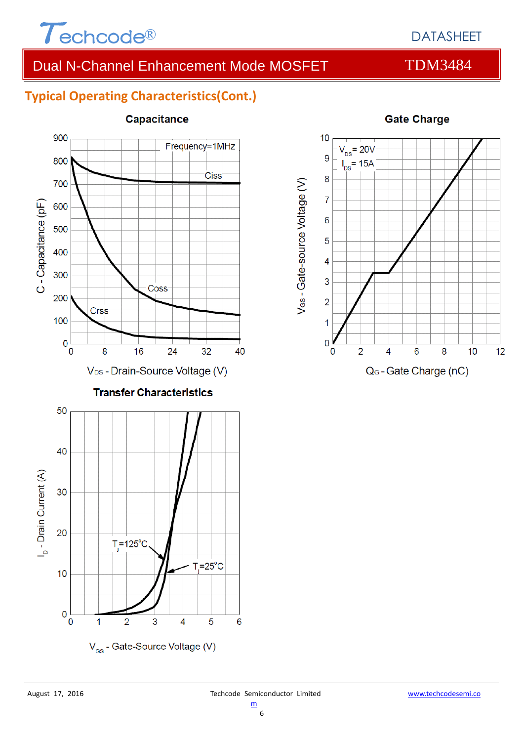## Typical Operating Characteristics(Cont.)

**Capacitance**

Frequency=1MHz

Ciss

Coss

Crss

C - Capacitance (pF)

$V_{DS}$ - Drain-Source Voltage (V)

**Gate Charge**

$V_{DS}$ = 20V

$I_{DS}$ = 15A

$V_{GS}$ - Gate-source Voltage (V)

$Q_G$ - Gate Charge (nC)

**Transfer Characteristics**

$T_j$=125°C

$T_j$=25°C

$I_D$ - Drain Current (A)

$V_{GS}$ - Gate-Source Voltage (V)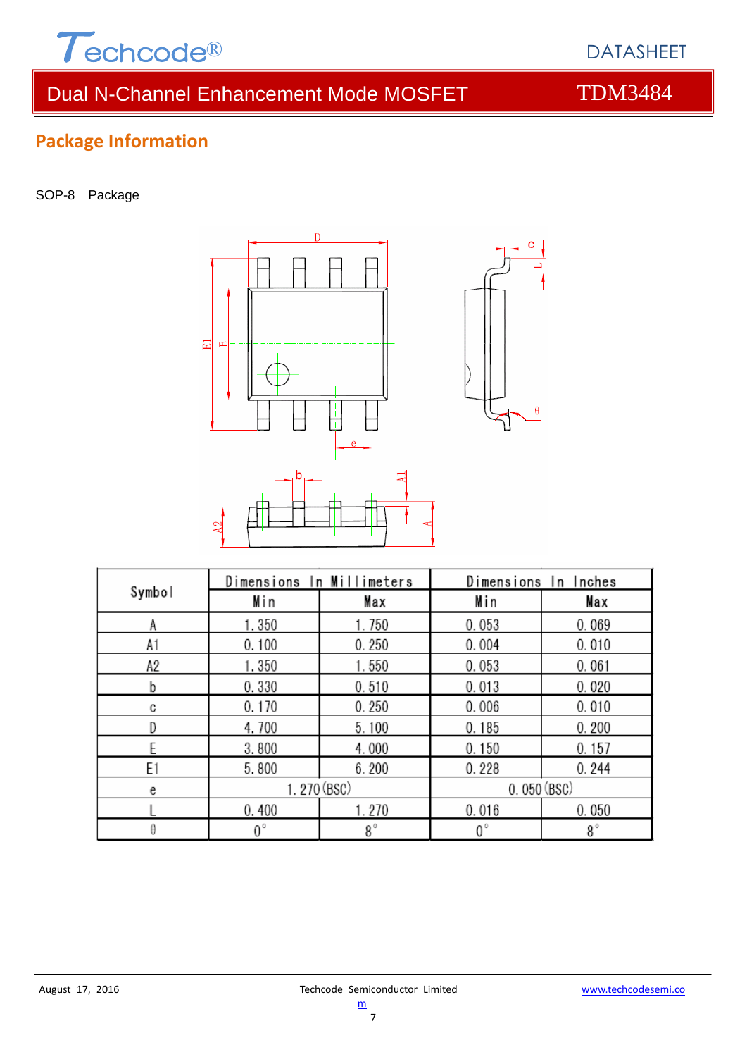## Package Information

SOP-8 Package

| Symbol | Dimensions In Millimeters | | Dimensions In Inches | |
|---|---|---|---|---|
| | Min | Max | Min | Max |
| A | 1.350 | 1.750 | 0.053 | 0.069 |
| A1 | 0.100 | 0.250 | 0.004 | 0.010 |
| A2 | 1.350 | 1.550 | 0.053 | 0.061 |
| b | 0.330 | 0.510 | 0.013 | 0.020 |
| c | 0.170 | 0.250 | 0.006 | 0.010 |
| D | 4.700 | 5.100 | 0.185 | 0.200 |
| E | 3.800 | 4.000 | 0.150 | 0.157 |
| E1 | 5.800 | 6.200 | 0.228 | 0.244 |
| e | 1.270(BSC) | | 0.050(BSC) | |
| L | 0.400 | 1.270 | 0.016 | 0.050 |
| θ | 0° | 8° | 0° | 8° |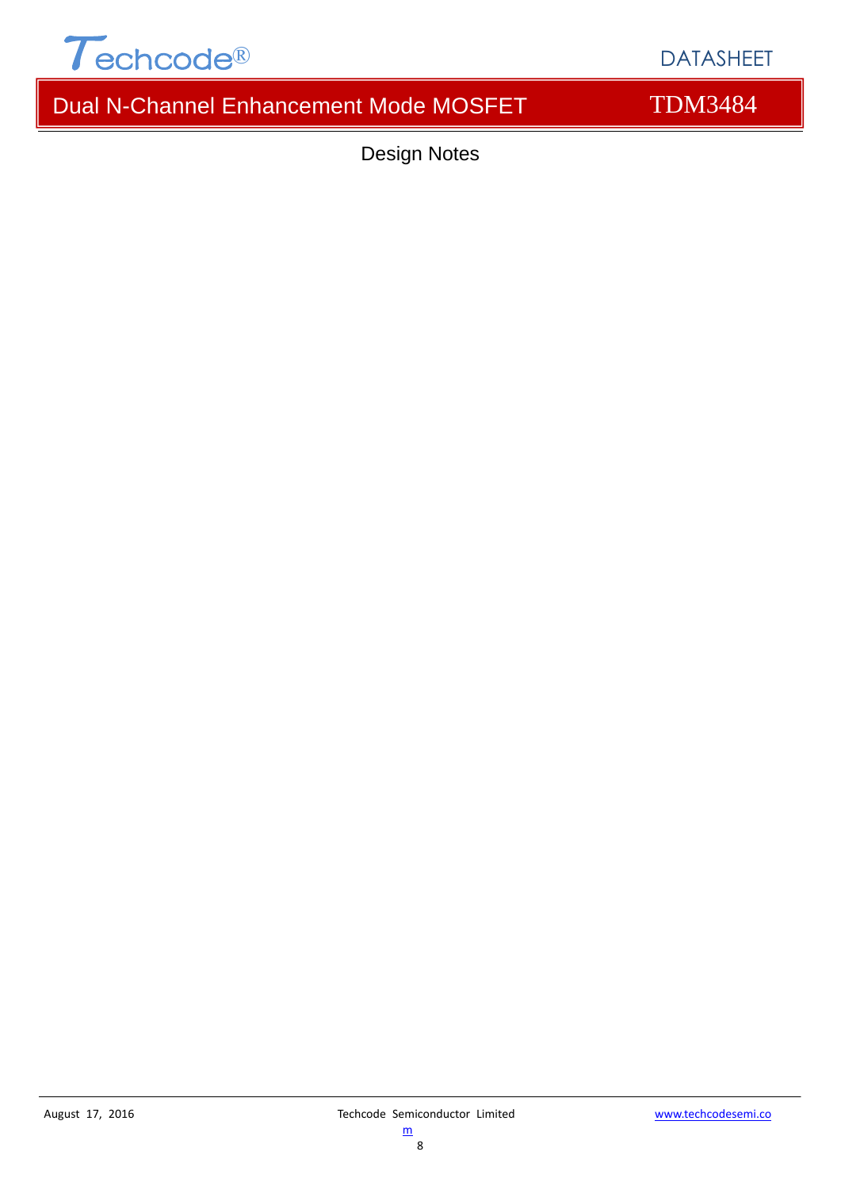Design Notes